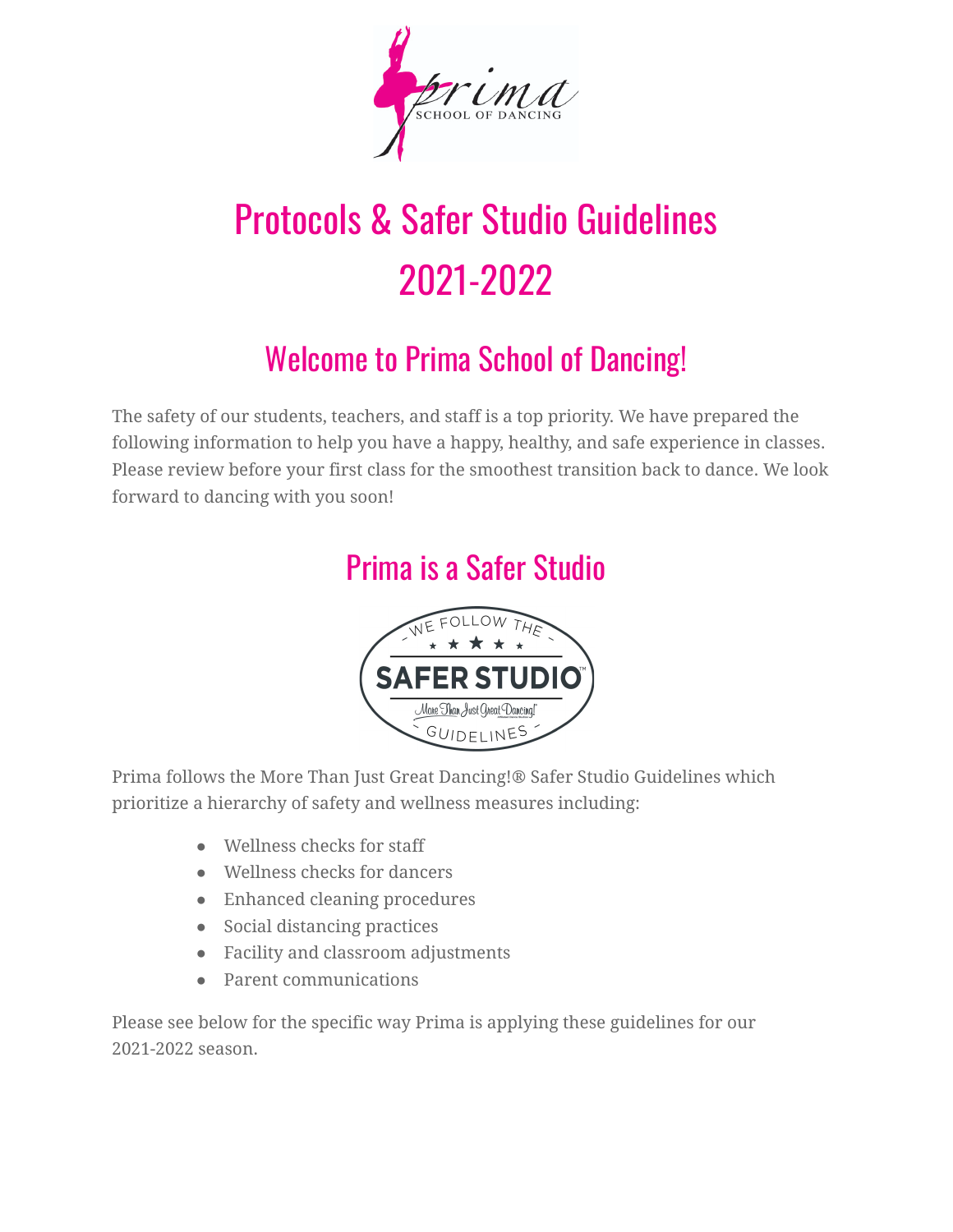# Protocols & Safer Studio Guidelines 2021-2022

## Welcome to Prima School of Dancing!

The safety of our students, teachers, and staff is a top priority. We have prepared the following information to help you have a happy, healthy, and safe experience in classes. Please review before your first class for the smoothest transition back to dance. We look forward to dancing with you soon!

## Prima is a Safer Studio

Prima follows the More Than Just Great Dancing!® Safer Studio Guidelines which prioritize a hierarchy of safety and wellness measures including:

- Wellness checks for staff
- Wellness checks for dancers
- Enhanced cleaning procedures
- Social distancing practices
- Facility and classroom adjustments
- Parent communications

Please see below for the specific way Prima is applying these guidelines for our 2021-2022 season.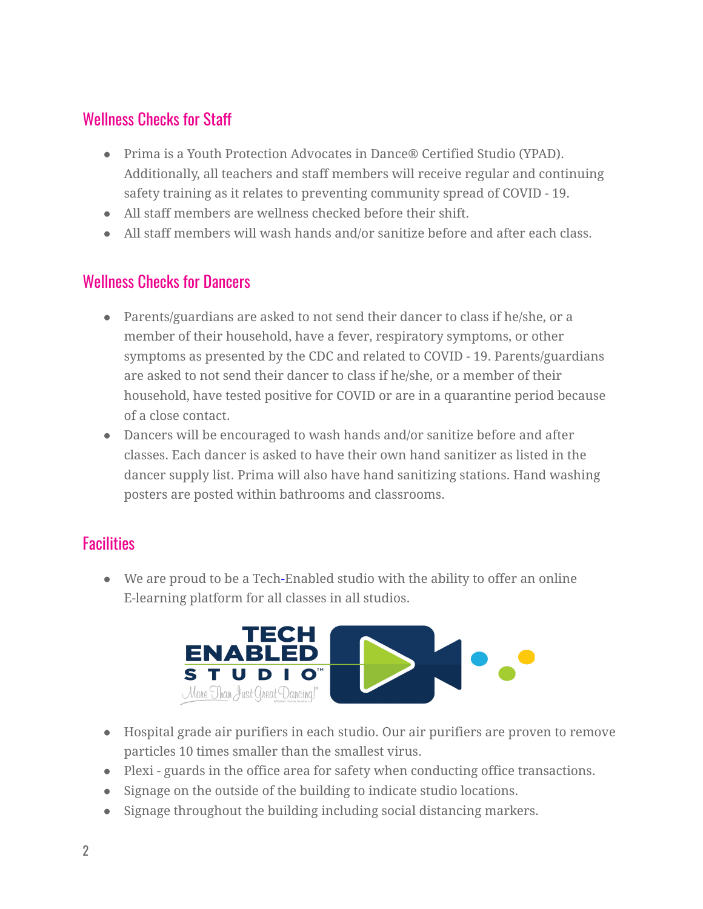## Wellness Checks for Staff

- Prima is a Youth Protection Advocates in Dance® Certified Studio (YPAD). Additionally, all teachers and staff members will receive regular and continuing safety training as it relates to preventing community spread of COVID - 19.
- All staff members are wellness checked before their shift.
- All staff members will wash hands and/or sanitize before and after each class.

## Wellness Checks for Dancers

- Parents/guardians are asked to not send their dancer to class if he/she, or a member of their household, have a fever, respiratory symptoms, or other symptoms as presented by the CDC and related to COVID - 19. Parents/guardians are asked to not send their dancer to class if he/she, or a member of their household, have tested positive for COVID or are in a quarantine period because of a close contact.
- Dancers will be encouraged to wash hands and/or sanitize before and after classes. Each dancer is asked to have their own hand sanitizer as listed in the dancer supply list. Prima will also have hand sanitizing stations. Hand washing posters are posted within bathrooms and classrooms.

## Facilities

- We are proud to be a Tech-Enabled studio with the ability to offer an online E-learning platform for all classes in all studios.
- Hospital grade air purifiers in each studio. Our air purifiers are proven to remove particles 10 times smaller than the smallest virus.
- Plexi - guards in the office area for safety when conducting office transactions.
- Signage on the outside of the building to indicate studio locations.
- Signage throughout the building including social distancing markers.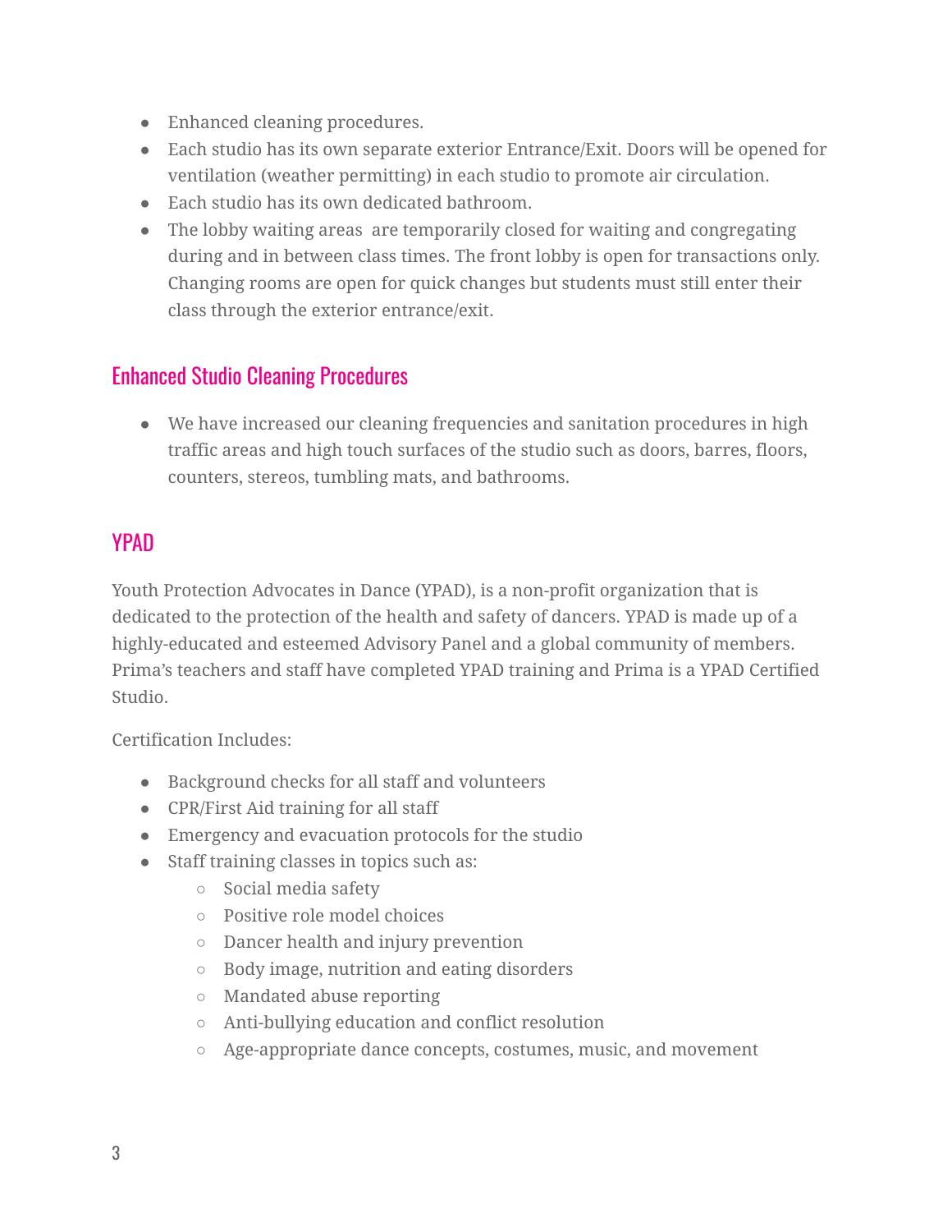- Enhanced cleaning procedures.
- Each studio has its own separate exterior Entrance/Exit. Doors will be opened for ventilation (weather permitting) in each studio to promote air circulation.
- Each studio has its own dedicated bathroom.
- The lobby waiting areas are temporarily closed for waiting and congregating during and in between class times. The front lobby is open for transactions only. Changing rooms are open for quick changes but students must still enter their class through the exterior entrance/exit.

## Enhanced Studio Cleaning Procedures

- We have increased our cleaning frequencies and sanitation procedures in high traffic areas and high touch surfaces of the studio such as doors, barres, floors, counters, stereos, tumbling mats, and bathrooms.

## YPAD

Youth Protection Advocates in Dance (YPAD), is a non-profit organization that is dedicated to the protection of the health and safety of dancers. YPAD is made up of a highly-educated and esteemed Advisory Panel and a global community of members. Prima's teachers and staff have completed YPAD training and Prima is a YPAD Certified Studio.

Certification Includes:

- Background checks for all staff and volunteers
- CPR/First Aid training for all staff
- Emergency and evacuation protocols for the studio
- Staff training classes in topics such as:
    - Social media safety
    - Positive role model choices
    - Dancer health and injury prevention
    - Body image, nutrition and eating disorders
    - Mandated abuse reporting
    - Anti-bullying education and conflict resolution
    - Age-appropriate dance concepts, costumes, music, and movement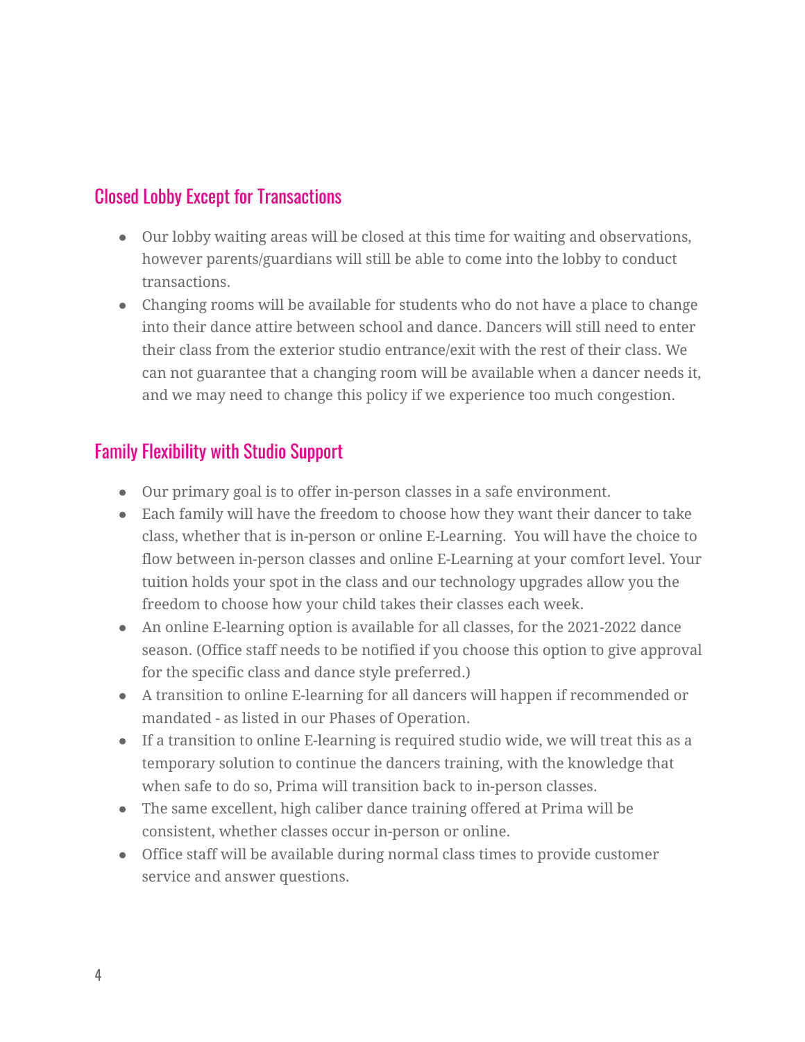## Closed Lobby Except for Transactions

- Our lobby waiting areas will be closed at this time for waiting and observations, however parents/guardians will still be able to come into the lobby to conduct transactions.
- Changing rooms will be available for students who do not have a place to change into their dance attire between school and dance. Dancers will still need to enter their class from the exterior studio entrance/exit with the rest of their class. We can not guarantee that a changing room will be available when a dancer needs it, and we may need to change this policy if we experience too much congestion.

## Family Flexibility with Studio Support

- Our primary goal is to offer in-person classes in a safe environment.
- Each family will have the freedom to choose how they want their dancer to take class, whether that is in-person or online E-Learning. You will have the choice to flow between in-person classes and online E-Learning at your comfort level. Your tuition holds your spot in the class and our technology upgrades allow you the freedom to choose how your child takes their classes each week.
- An online E-learning option is available for all classes, for the 2021-2022 dance season. (Office staff needs to be notified if you choose this option to give approval for the specific class and dance style preferred.)
- A transition to online E-learning for all dancers will happen if recommended or mandated - as listed in our Phases of Operation.
- If a transition to online E-learning is required studio wide, we will treat this as a temporary solution to continue the dancers training, with the knowledge that when safe to do so, Prima will transition back to in-person classes.
- The same excellent, high caliber dance training offered at Prima will be consistent, whether classes occur in-person or online.
- Office staff will be available during normal class times to provide customer service and answer questions.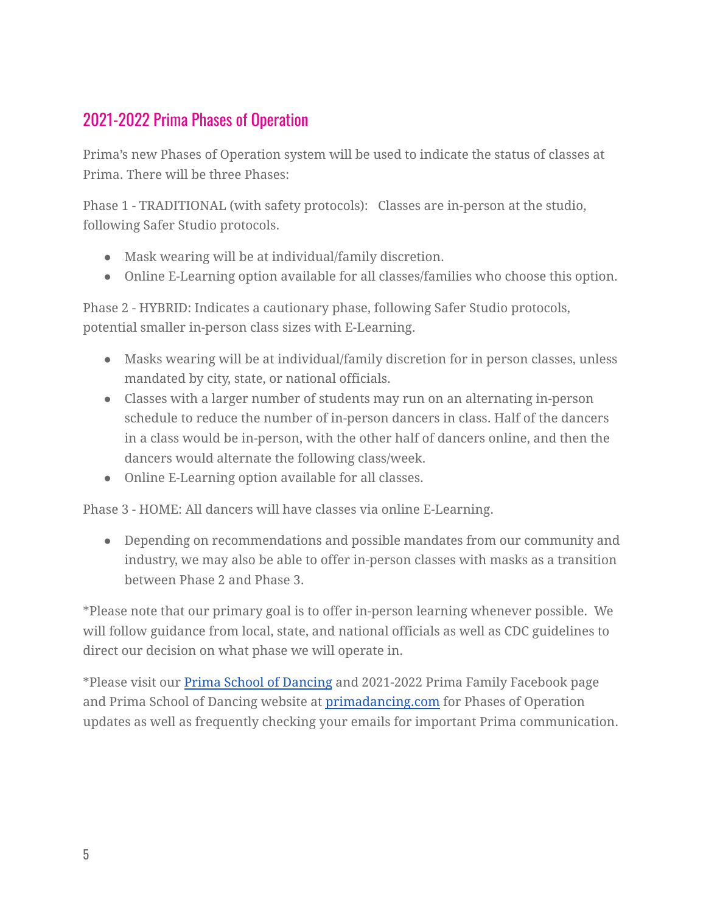## 2021-2022 Prima Phases of Operation

Prima's new Phases of Operation system will be used to indicate the status of classes at Prima. There will be three Phases:

Phase 1 - TRADITIONAL (with safety protocols): Classes are in-person at the studio, following Safer Studio protocols.

- Mask wearing will be at individual/family discretion.
- Online E-Learning option available for all classes/families who choose this option.

Phase 2 - HYBRID: Indicates a cautionary phase, following Safer Studio protocols, potential smaller in-person class sizes with E-Learning.

- Masks wearing will be at individual/family discretion for in person classes, unless mandated by city, state, or national officials.
- Classes with a larger number of students may run on an alternating in-person schedule to reduce the number of in-person dancers in class. Half of the dancers in a class would be in-person, with the other half of dancers online, and then the dancers would alternate the following class/week.
- Online E-Learning option available for all classes.

Phase 3 - HOME: All dancers will have classes via online E-Learning.

- Depending on recommendations and possible mandates from our community and industry, we may also be able to offer in-person classes with masks as a transition between Phase 2 and Phase 3.

*Please note that our primary goal is to offer in-person learning whenever possible. We will follow guidance from local, state, and national officials as well as CDC guidelines to direct our decision on what phase we will operate in.

*Please visit our [Prima School of Dancing](#) and 2021-2022 Prima Family Facebook page and Prima School of Dancing website at [primadancing.com](#) for Phases of Operation updates as well as frequently checking your emails for important Prima communication.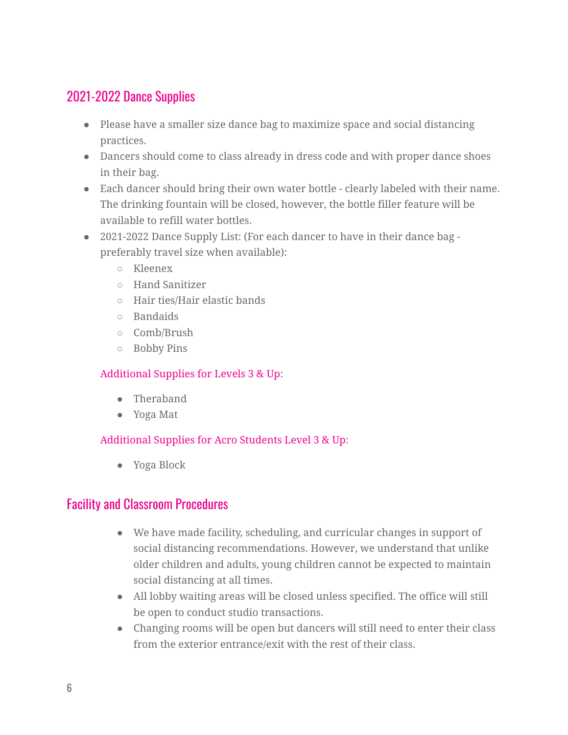## 2021-2022 Dance Supplies

- Please have a smaller size dance bag to maximize space and social distancing practices.
- Dancers should come to class already in dress code and with proper dance shoes in their bag.
- Each dancer should bring their own water bottle - clearly labeled with their name. The drinking fountain will be closed, however, the bottle filler feature will be available to refill water bottles.
- 2021-2022 Dance Supply List: (For each dancer to have in their dance bag - preferably travel size when available):
  - Kleenex
  - Hand Sanitizer
  - Hair ties/Hair elastic bands
  - Bandaids
  - Comb/Brush
  - Bobby Pins

  Additional Supplies for Levels 3 & Up:

  - Theraband
  - Yoga Mat

  Additional Supplies for Acro Students Level 3 & Up:

  - Yoga Block

## Facility and Classroom Procedures

- We have made facility, scheduling, and curricular changes in support of social distancing recommendations. However, we understand that unlike older children and adults, young children cannot be expected to maintain social distancing at all times.
- All lobby waiting areas will be closed unless specified. The office will still be open to conduct studio transactions.
- Changing rooms will be open but dancers will still need to enter their class from the exterior entrance/exit with the rest of their class.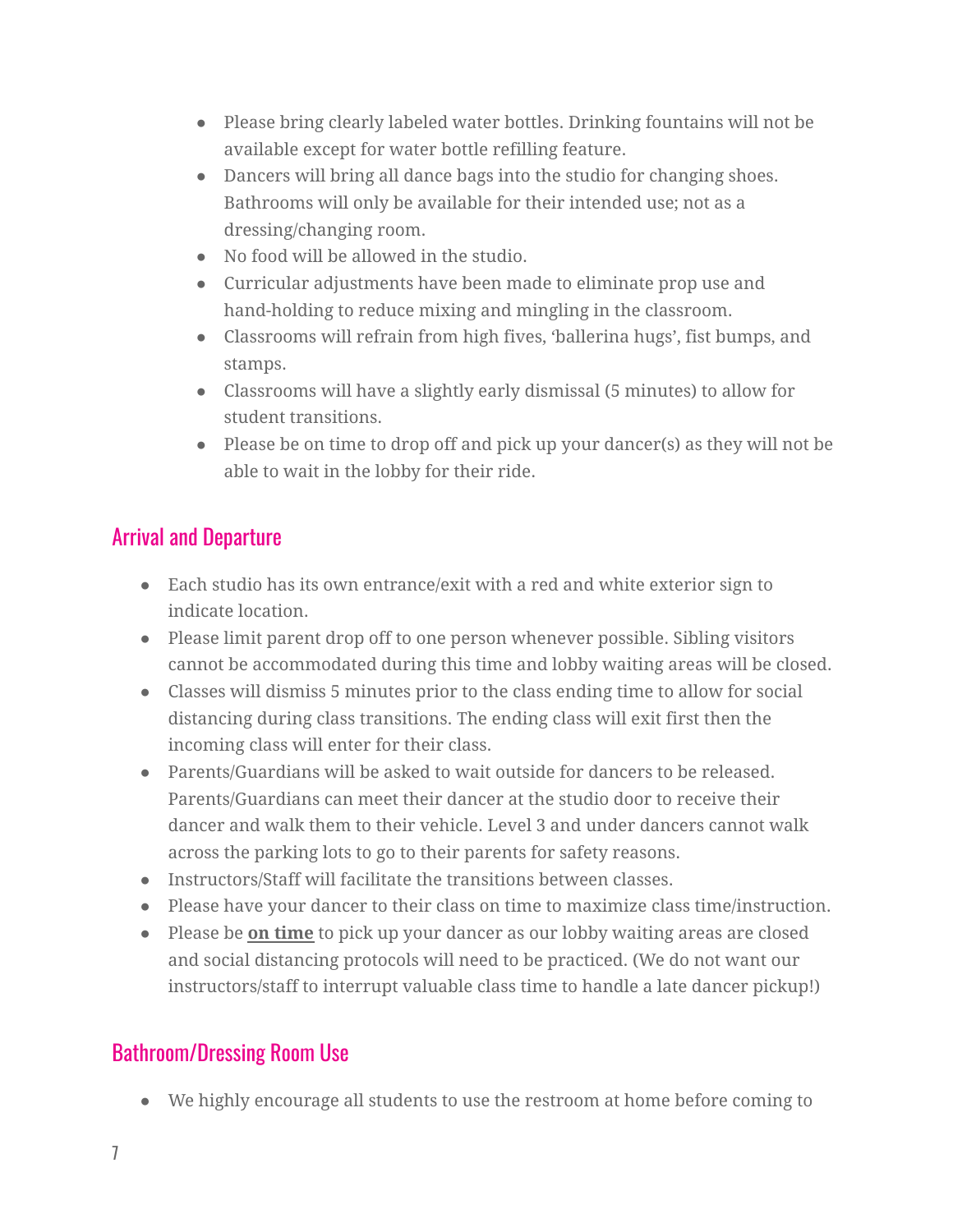- Please bring clearly labeled water bottles. Drinking fountains will not be available except for water bottle refilling feature.
- Dancers will bring all dance bags into the studio for changing shoes. Bathrooms will only be available for their intended use; not as a dressing/changing room.
- No food will be allowed in the studio.
- Curricular adjustments have been made to eliminate prop use and hand-holding to reduce mixing and mingling in the classroom.
- Classrooms will refrain from high fives, 'ballerina hugs', fist bumps, and stamps.
- Classrooms will have a slightly early dismissal (5 minutes) to allow for student transitions.
- Please be on time to drop off and pick up your dancer(s) as they will not be able to wait in the lobby for their ride.

## Arrival and Departure

- Each studio has its own entrance/exit with a red and white exterior sign to indicate location.
- Please limit parent drop off to one person whenever possible. Sibling visitors cannot be accommodated during this time and lobby waiting areas will be closed.
- Classes will dismiss 5 minutes prior to the class ending time to allow for social distancing during class transitions. The ending class will exit first then the incoming class will enter for their class.
- Parents/Guardians will be asked to wait outside for dancers to be released. Parents/Guardians can meet their dancer at the studio door to receive their dancer and walk them to their vehicle. Level 3 and under dancers cannot walk across the parking lots to go to their parents for safety reasons.
- Instructors/Staff will facilitate the transitions between classes.
- Please have your dancer to their class on time to maximize class time/instruction.
- Please be **on time** to pick up your dancer as our lobby waiting areas are closed and social distancing protocols will need to be practiced. (We do not want our instructors/staff to interrupt valuable class time to handle a late dancer pickup!)

## Bathroom/Dressing Room Use

- We highly encourage all students to use the restroom at home before coming to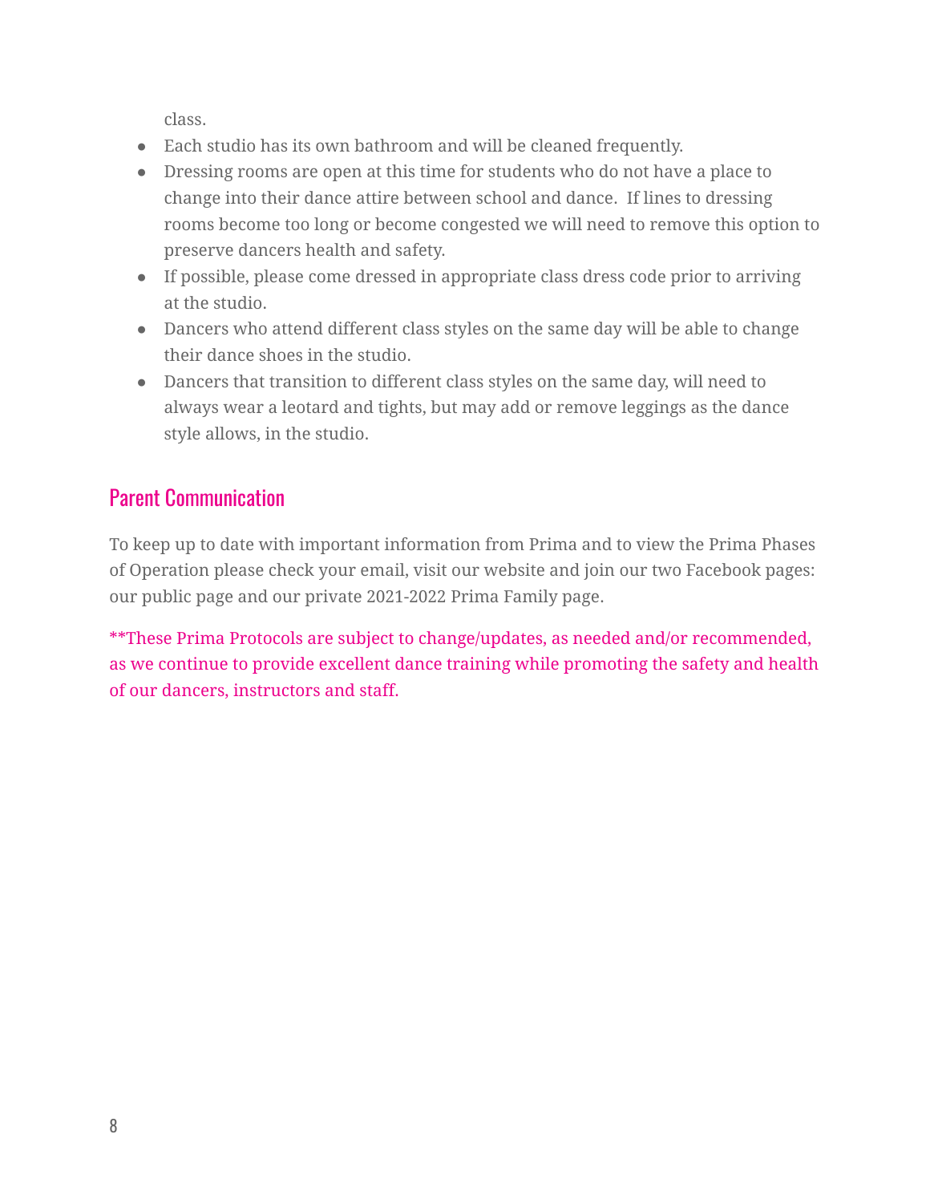class.

- Each studio has its own bathroom and will be cleaned frequently.
- Dressing rooms are open at this time for students who do not have a place to change into their dance attire between school and dance. If lines to dressing rooms become too long or become congested we will need to remove this option to preserve dancers health and safety.
- If possible, please come dressed in appropriate class dress code prior to arriving at the studio.
- Dancers who attend different class styles on the same day will be able to change their dance shoes in the studio.
- Dancers that transition to different class styles on the same day, will need to always wear a leotard and tights, but may add or remove leggings as the dance style allows, in the studio.

## Parent Communication

To keep up to date with important information from Prima and to view the Prima Phases of Operation please check your email, visit our website and join our two Facebook pages: our public page and our private 2021-2022 Prima Family page.

**These Prima Protocols are subject to change/updates, as needed and/or recommended, as we continue to provide excellent dance training while promoting the safety and health of our dancers, instructors and staff.